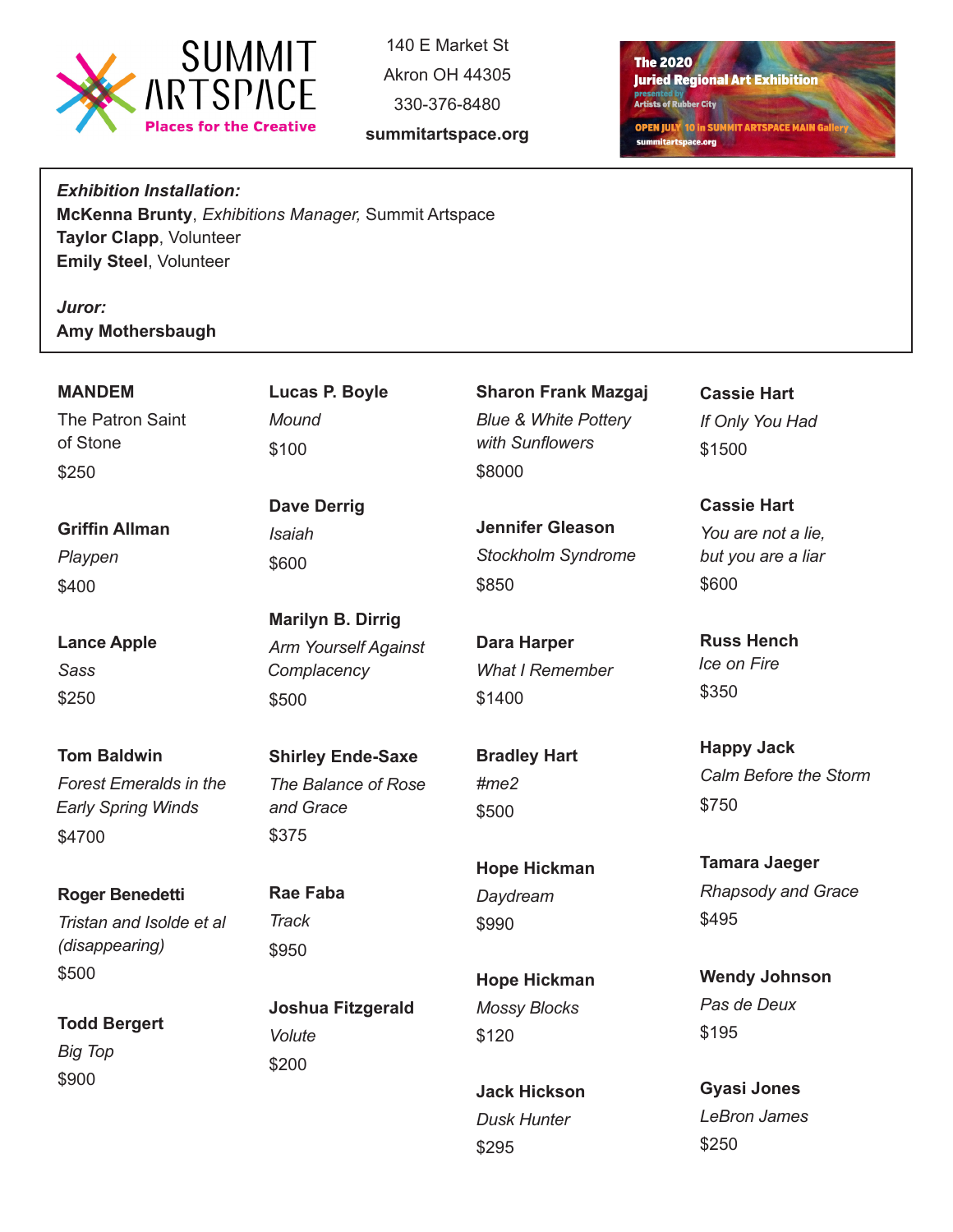SUMMIT ARTSPACE
Places for the Creative

140 E Market St
Akron OH 44305
330-376-8480
**summitartspace.org**

The 2020
Juried Regional Art Exhibition
presented by
Artists of Rubber City
OPEN JULY 10 in SUMMIT ARTSPACE MAIN Gallery
summitartspace.org

***Exhibition Installation:***
**McKenna Brunty**, *Exhibitions Manager,* Summit Artspace
**Taylor Clapp**, Volunteer
**Emily Steel**, Volunteer

***Juror:***
**Amy Mothersbaugh**

**MANDEM**
The Patron Saint of Stone
$250

**Griffin Allman**
*Playpen*
$400

**Lance Apple**
*Sass*
$250

**Tom Baldwin**
*Forest Emeralds in the Early Spring Winds*
$4700

**Roger Benedetti**
*Tristan and Isolde et al (disappearing)*
$500

**Todd Bergert**
*Big Top*
$900

**Lucas P. Boyle**
*Mound*
$100

**Dave Derrig**
*Isaiah*
$600

**Marilyn B. Dirrig**
*Arm Yourself Against Complacency*
$500

**Shirley Ende-Saxe**
*The Balance of Rose and Grace*
$375

**Rae Faba**
*Track*
$950

**Joshua Fitzgerald**
*Volute*
$200

**Sharon Frank Mazgaj**
*Blue & White Pottery with Sunflowers*
$8000

**Jennifer Gleason**
*Stockholm Syndrome*
$850

**Dara Harper**
*What I Remember*
$1400

**Bradley Hart**
*#me2*
$500

**Hope Hickman**
*Daydream*
$990

**Hope Hickman**
*Mossy Blocks*
$120

**Jack Hickson**
*Dusk Hunter*
$295

**Cassie Hart**
*If Only You Had*
$1500

**Cassie Hart**
*You are not a lie, but you are a liar*
$600

**Russ Hench**
*Ice on Fire*
$350

**Happy Jack**
*Calm Before the Storm*
$750

**Tamara Jaeger**
*Rhapsody and Grace*
$495

**Wendy Johnson**
*Pas de Deux*
$195

**Gyasi Jones**
*LeBron James*
$250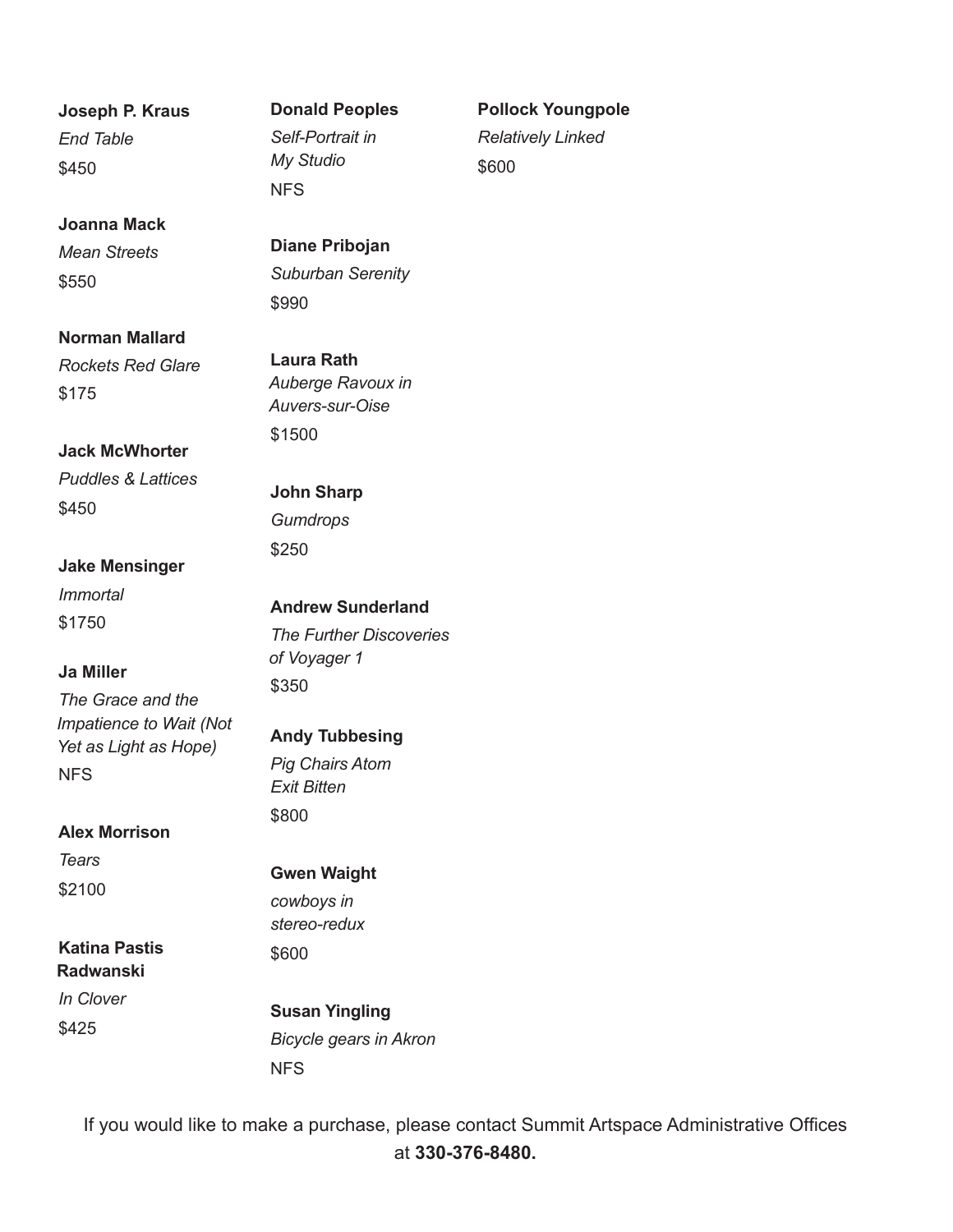**Joseph P. Kraus**
*End Table*
$450

**Joanna Mack**
*Mean Streets*
$550

**Norman Mallard**
*Rockets Red Glare*
$175

**Jack McWhorter**
*Puddles & Lattices*
$450

**Jake Mensinger**
*Immortal*
$1750

**Ja Miller**
*The Grace and the Impatience to Wait (Not Yet as Light as Hope)*
NFS

**Alex Morrison**
*Tears*
$2100

**Katina Pastis Radwanski**
*In Clover*
$425

**Donald Peoples**
*Self-Portrait in My Studio*
NFS

**Diane Pribojan**
*Suburban Serenity*
$990

**Laura Rath**
*Auberge Ravoux in Auvers-sur-Oise*
$1500

**John Sharp**
*Gumdrops*
$250

**Andrew Sunderland**
*The Further Discoveries of Voyager 1*
$350

**Andy Tubbesing**
*Pig Chairs Atom Exit Bitten*
$800

**Gwen Waight**
*cowboys in stereo-redux*
$600

**Susan Yingling**
*Bicycle gears in Akron*
NFS

**Pollock Youngpole**
*Relatively Linked*
$600

If you would like to make a purchase, please contact Summit Artspace Administrative Offices at **330-376-8480.**